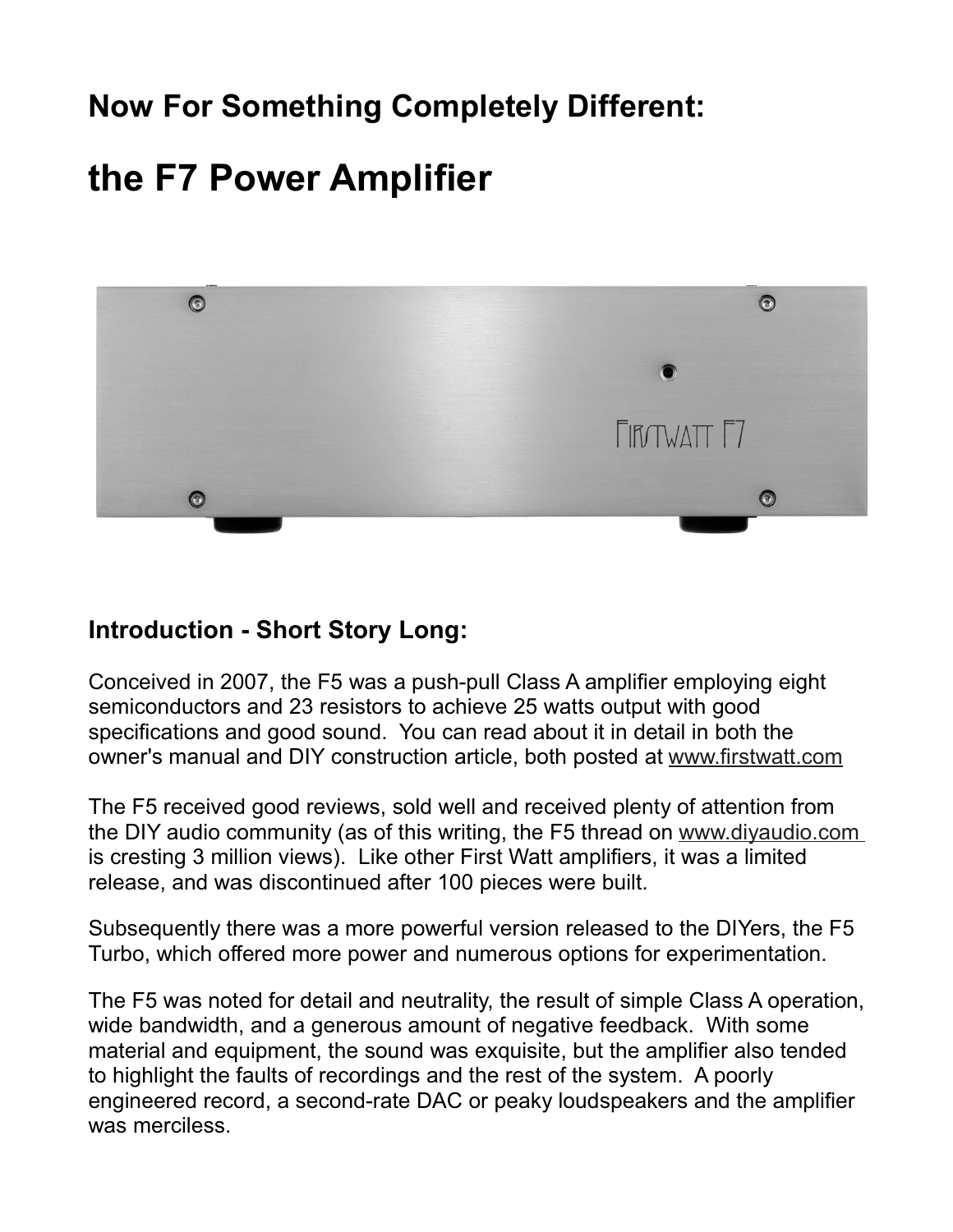## Now For Something Completely Different:

# the F7 Power Amplifier

### Introduction - Short Story Long:

Conceived in 2007, the F5 was a push-pull Class A amplifier employing eight semiconductors and 23 resistors to achieve 25 watts output with good specifications and good sound. You can read about it in detail in both the owner's manual and DIY construction article, both posted at www.firstwatt.com

The F5 received good reviews, sold well and received plenty of attention from the DIY audio community (as of this writing, the F5 thread on www.diyaudio.com is cresting 3 million views). Like other First Watt amplifiers, it was a limited release, and was discontinued after 100 pieces were built.

Subsequently there was a more powerful version released to the DIYers, the F5 Turbo, which offered more power and numerous options for experimentation.

The F5 was noted for detail and neutrality, the result of simple Class A operation, wide bandwidth, and a generous amount of negative feedback. With some material and equipment, the sound was exquisite, but the amplifier also tended to highlight the faults of recordings and the rest of the system. A poorly engineered record, a second-rate DAC or peaky loudspeakers and the amplifier was merciless.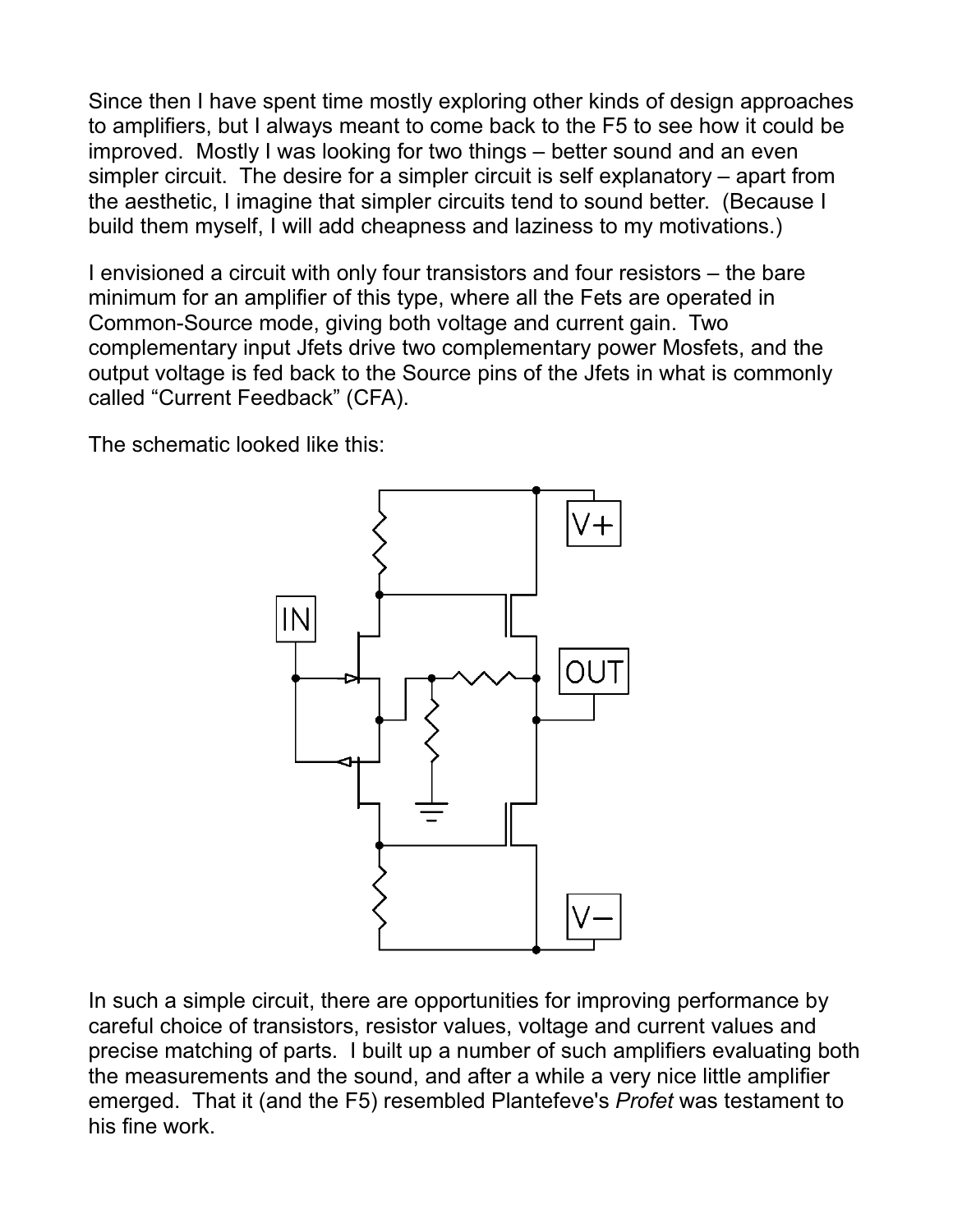Since then I have spent time mostly exploring other kinds of design approaches to amplifiers, but I always meant to come back to the F5 to see how it could be improved. Mostly I was looking for two things – better sound and an even simpler circuit. The desire for a simpler circuit is self explanatory – apart from the aesthetic, I imagine that simpler circuits tend to sound better. (Because I build them myself, I will add cheapness and laziness to my motivations.)

I envisioned a circuit with only four transistors and four resistors – the bare minimum for an amplifier of this type, where all the Fets are operated in Common-Source mode, giving both voltage and current gain. Two complementary input Jfets drive two complementary power Mosfets, and the output voltage is fed back to the Source pins of the Jfets in what is commonly called "Current Feedback" (CFA).

The schematic looked like this:

In such a simple circuit, there are opportunities for improving performance by careful choice of transistors, resistor values, voltage and current values and precise matching of parts. I built up a number of such amplifiers evaluating both the measurements and the sound, and after a while a very nice little amplifier emerged. That it (and the F5) resembled Plantefeve's *Profet* was testament to his fine work.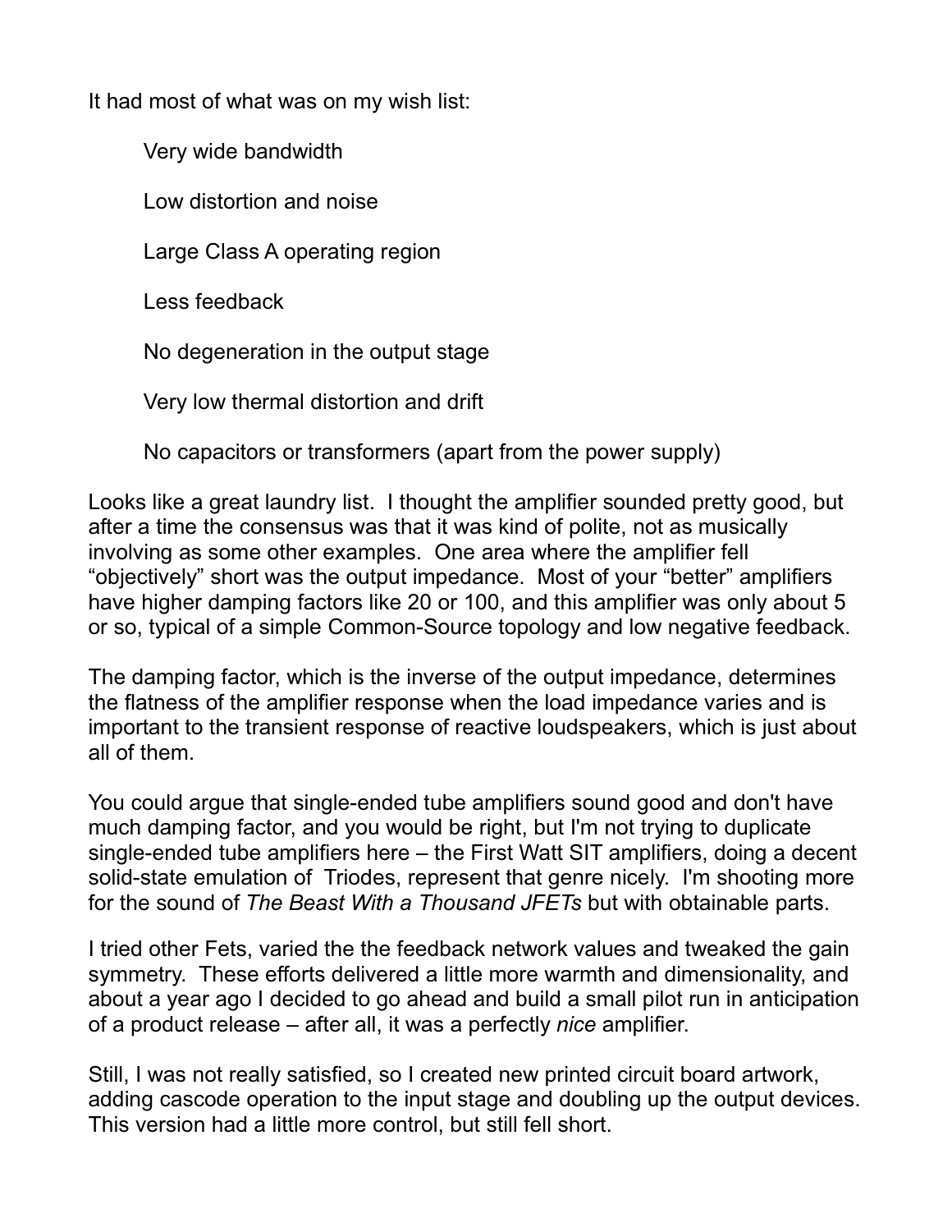It had most of what was on my wish list:

- Very wide bandwidth
- Low distortion and noise
- Large Class A operating region
- Less feedback
- No degeneration in the output stage
- Very low thermal distortion and drift
- No capacitors or transformers (apart from the power supply)

Looks like a great laundry list. I thought the amplifier sounded pretty good, but after a time the consensus was that it was kind of polite, not as musically involving as some other examples. One area where the amplifier fell "objectively" short was the output impedance. Most of your "better" amplifiers have higher damping factors like 20 or 100, and this amplifier was only about 5 or so, typical of a simple Common-Source topology and low negative feedback.

The damping factor, which is the inverse of the output impedance, determines the flatness of the amplifier response when the load impedance varies and is important to the transient response of reactive loudspeakers, which is just about all of them.

You could argue that single-ended tube amplifiers sound good and don't have much damping factor, and you would be right, but I'm not trying to duplicate single-ended tube amplifiers here – the First Watt SIT amplifiers, doing a decent solid-state emulation of Triodes, represent that genre nicely. I'm shooting more for the sound of *The Beast With a Thousand JFETs* but with obtainable parts.

I tried other Fets, varied the the feedback network values and tweaked the gain symmetry. These efforts delivered a little more warmth and dimensionality, and about a year ago I decided to go ahead and build a small pilot run in anticipation of a product release – after all, it was a perfectly *nice* amplifier.

Still, I was not really satisfied, so I created new printed circuit board artwork, adding cascode operation to the input stage and doubling up the output devices. This version had a little more control, but still fell short.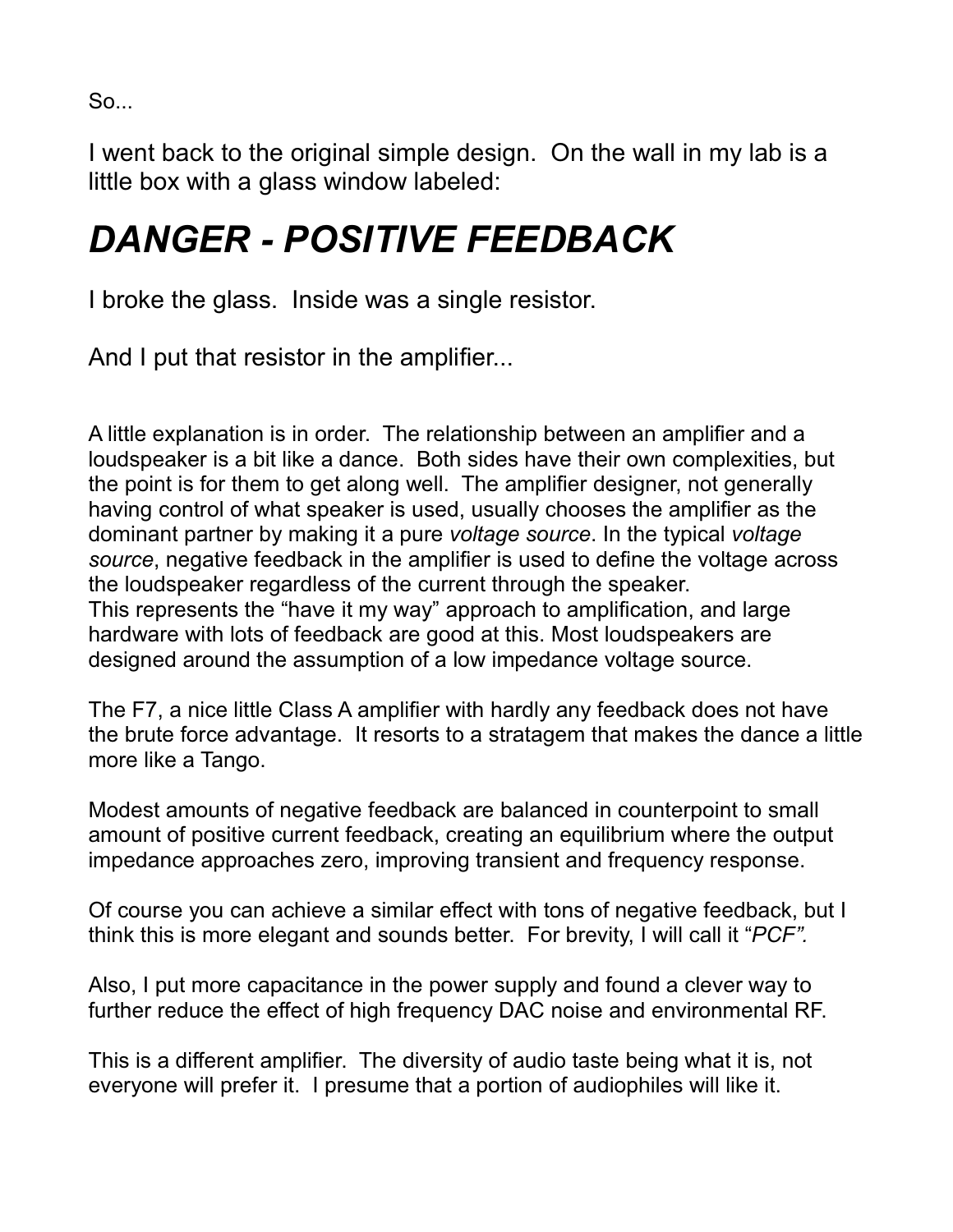So...

I went back to the original simple design. On the wall in my lab is a little box with a glass window labeled:

# *DANGER - POSITIVE FEEDBACK*

I broke the glass. Inside was a single resistor.

And I put that resistor in the amplifier...

A little explanation is in order. The relationship between an amplifier and a loudspeaker is a bit like a dance. Both sides have their own complexities, but the point is for them to get along well. The amplifier designer, not generally having control of what speaker is used, usually chooses the amplifier as the dominant partner by making it a pure *voltage source*. In the typical *voltage source*, negative feedback in the amplifier is used to define the voltage across the loudspeaker regardless of the current through the speaker.
This represents the “have it my way” approach to amplification, and large hardware with lots of feedback are good at this. Most loudspeakers are designed around the assumption of a low impedance voltage source.

The F7, a nice little Class A amplifier with hardly any feedback does not have the brute force advantage. It resorts to a stratagem that makes the dance a little more like a Tango.

Modest amounts of negative feedback are balanced in counterpoint to small amount of positive current feedback, creating an equilibrium where the output impedance approaches zero, improving transient and frequency response.

Of course you can achieve a similar effect with tons of negative feedback, but I think this is more elegant and sounds better. For brevity, I will call it “*PCF”.*

Also, I put more capacitance in the power supply and found a clever way to further reduce the effect of high frequency DAC noise and environmental RF.

This is a different amplifier. The diversity of audio taste being what it is, not everyone will prefer it. I presume that a portion of audiophiles will like it.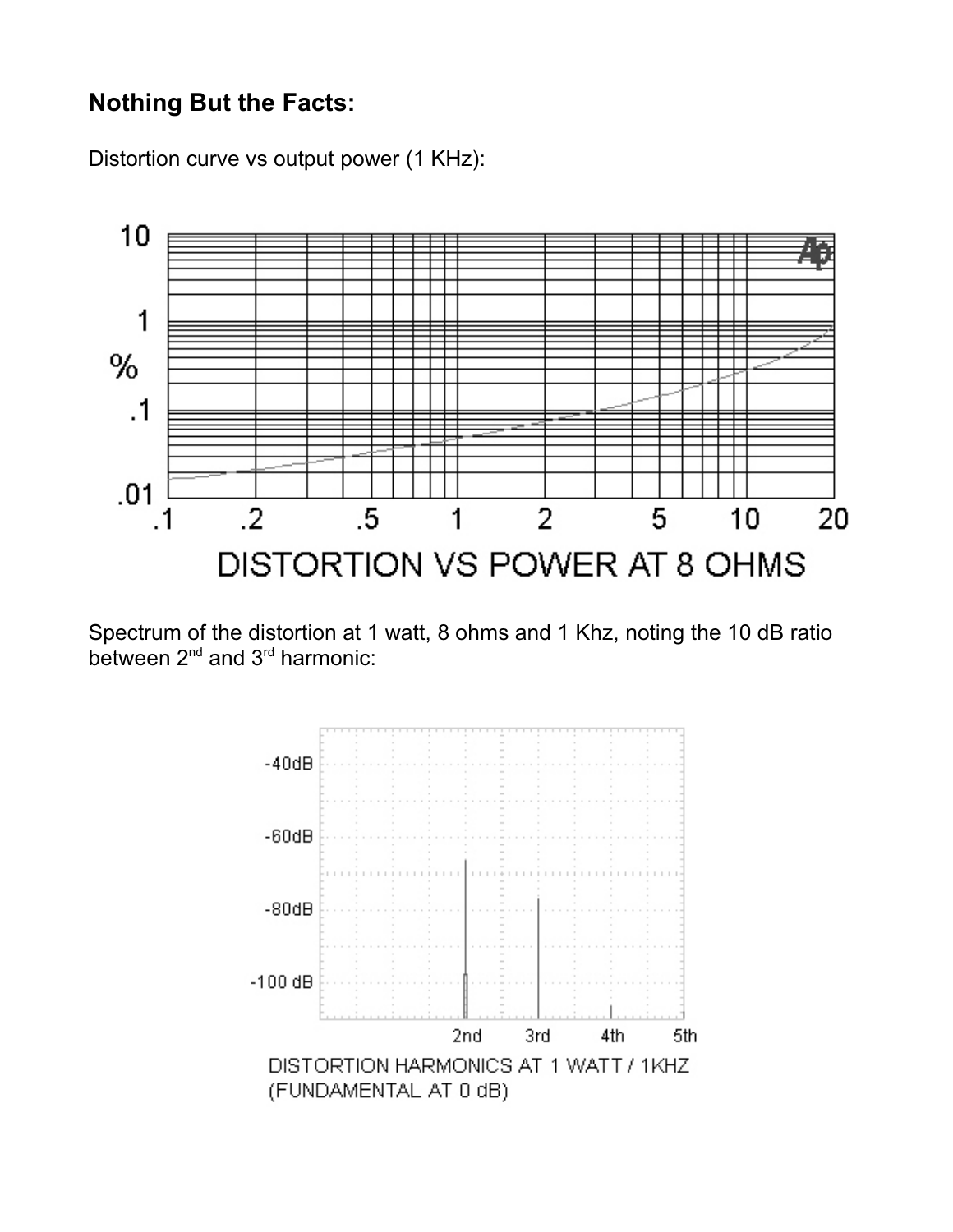## Nothing But the Facts:

Distortion curve vs output power (1 KHz):

Spectrum of the distortion at 1 watt, 8 ohms and 1 Khz, noting the 10 dB ratio between 2nd and 3rd harmonic: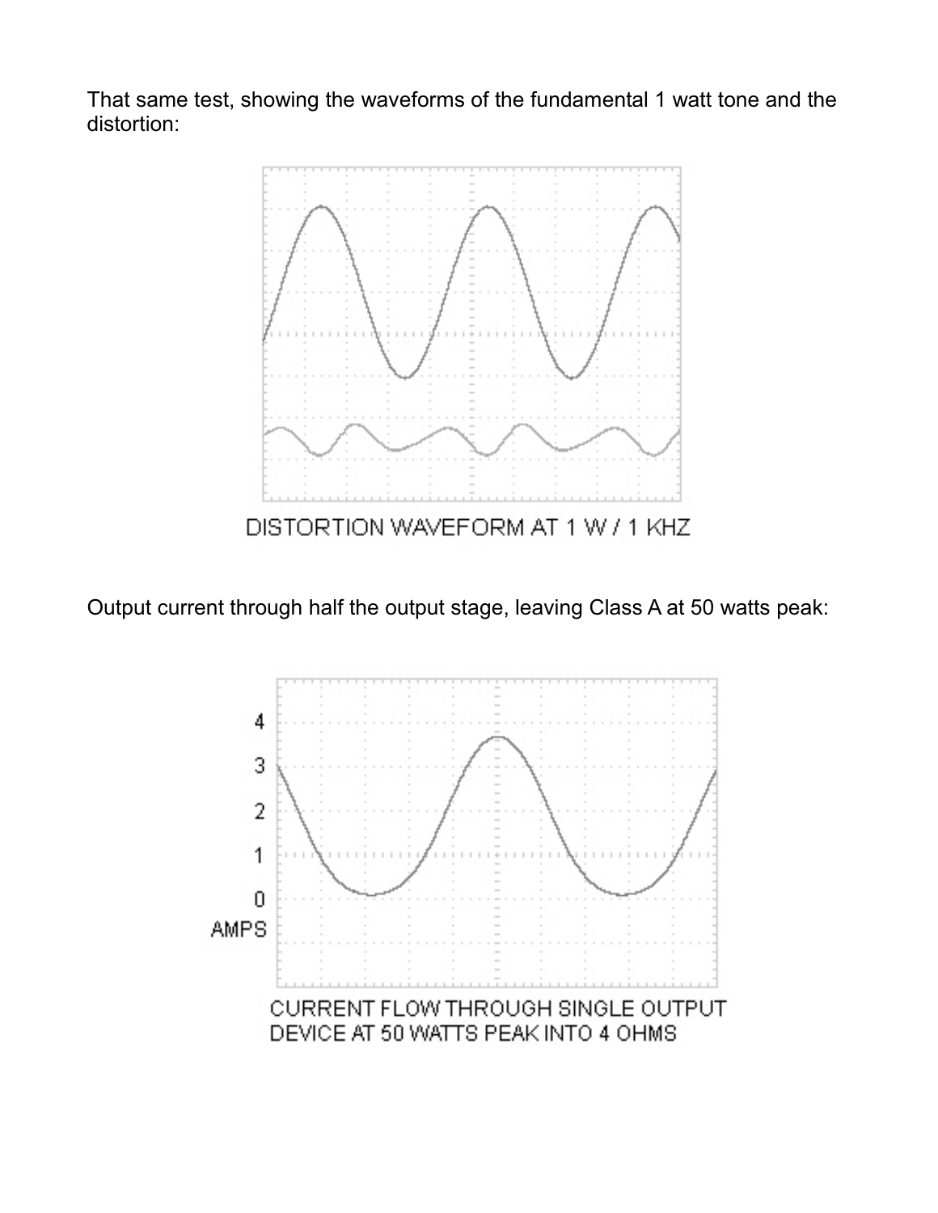That same test, showing the waveforms of the fundamental 1 watt tone and the distortion:

DISTORTION WAVEFORM AT 1 W / 1 KHZ

Output current through half the output stage, leaving Class A at 50 watts peak:

CURRENT FLOW THROUGH SINGLE OUTPUT DEVICE AT 50 WATTS PEAK INTO 4 OHMS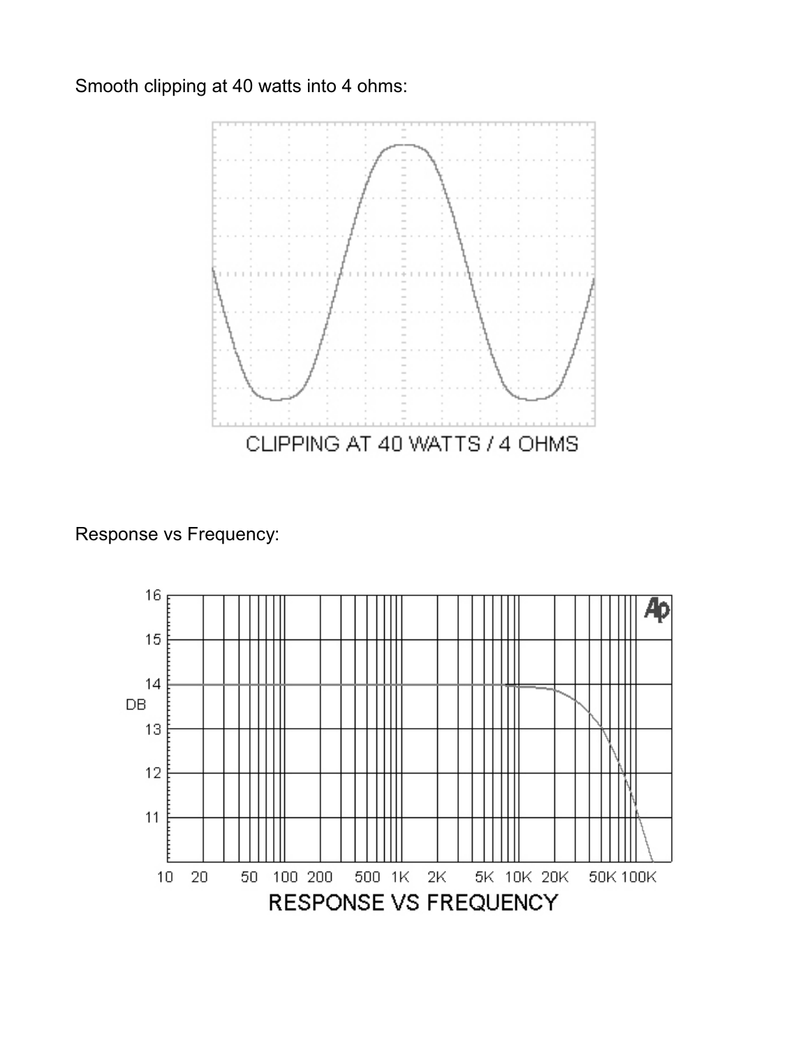Smooth clipping at 40 watts into 4 ohms:

CLIPPING AT 40 WATTS / 4 OHMS

Response vs Frequency:

RESPONSE VS FREQUENCY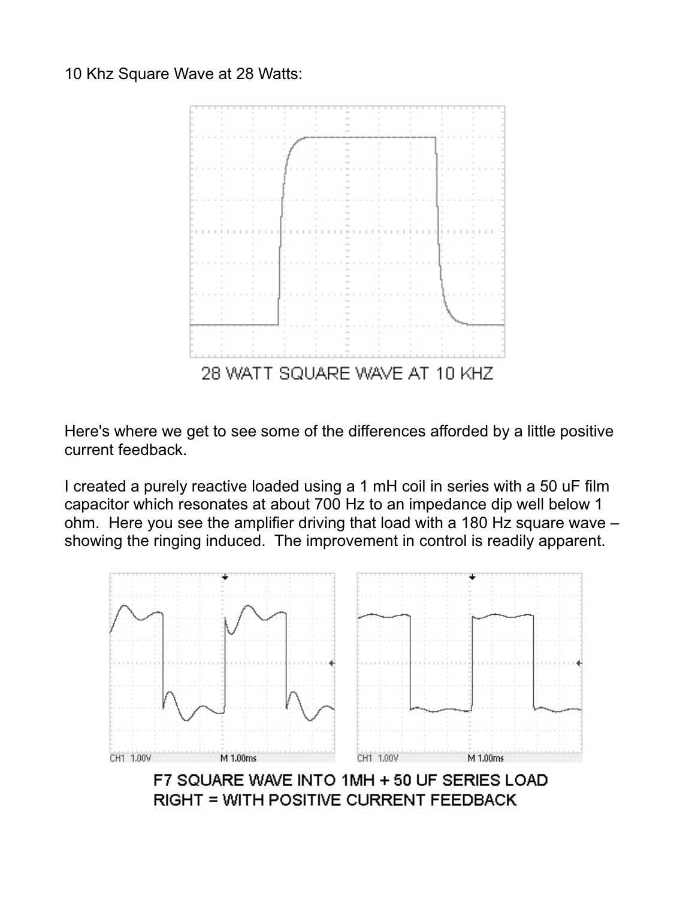10 Khz Square Wave at 28 Watts:

28 WATT SQUARE WAVE AT 10 KHZ

Here's where we get to see some of the differences afforded by a little positive current feedback.

I created a purely reactive loaded using a 1 mH coil in series with a 50 uF film capacitor which resonates at about 700 Hz to an impedance dip well below 1 ohm. Here you see the amplifier driving that load with a 180 Hz square wave – showing the ringing induced. The improvement in control is readily apparent.

F7 SQUARE WAVE INTO 1MH + 50 UF SERIES LOAD
RIGHT = WITH POSITIVE CURRENT FEEDBACK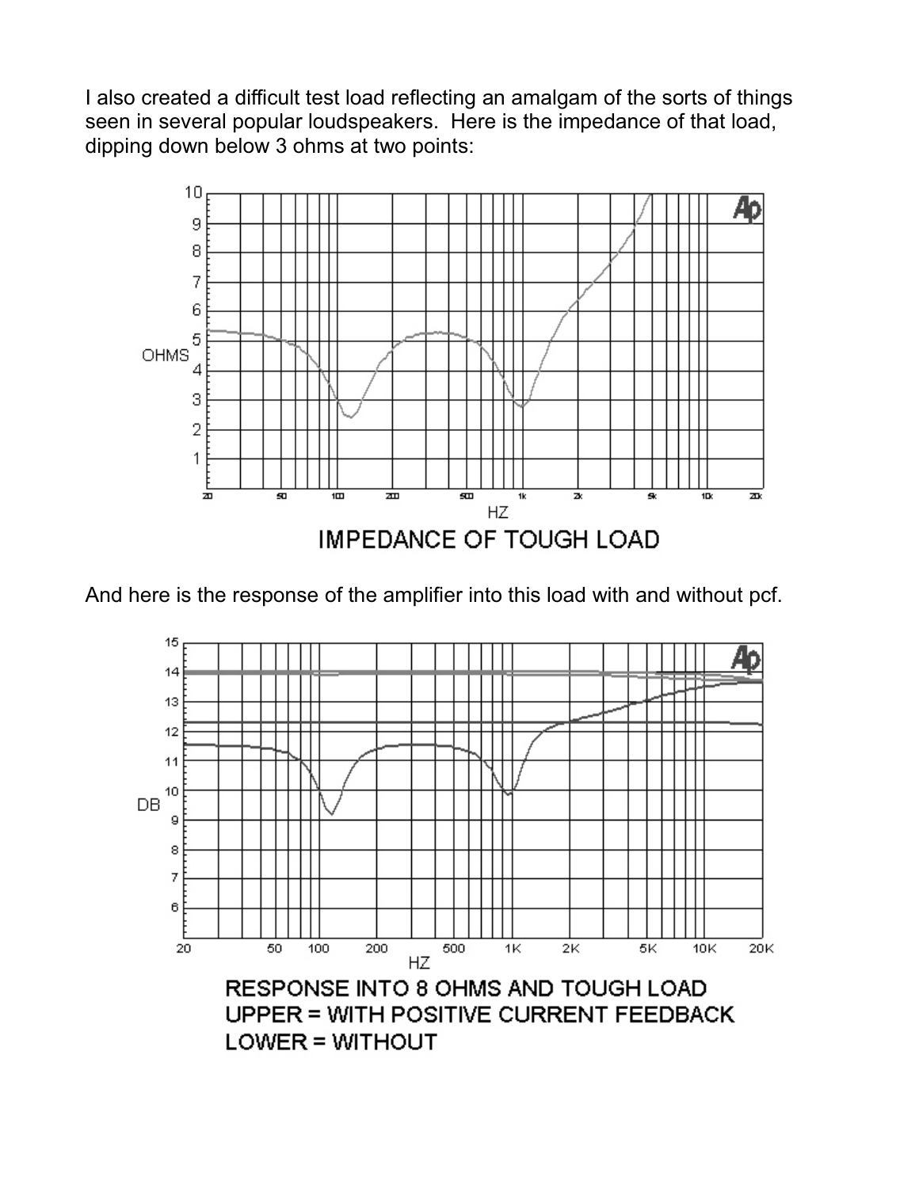I also created a difficult test load reflecting an amalgam of the sorts of things seen in several popular loudspeakers. Here is the impedance of that load, dipping down below 3 ohms at two points:

IMPEDANCE OF TOUGH LOAD

And here is the response of the amplifier into this load with and without pcf.

RESPONSE INTO 8 OHMS AND TOUGH LOAD
UPPER = WITH POSITIVE CURRENT FEEDBACK
LOWER = WITHOUT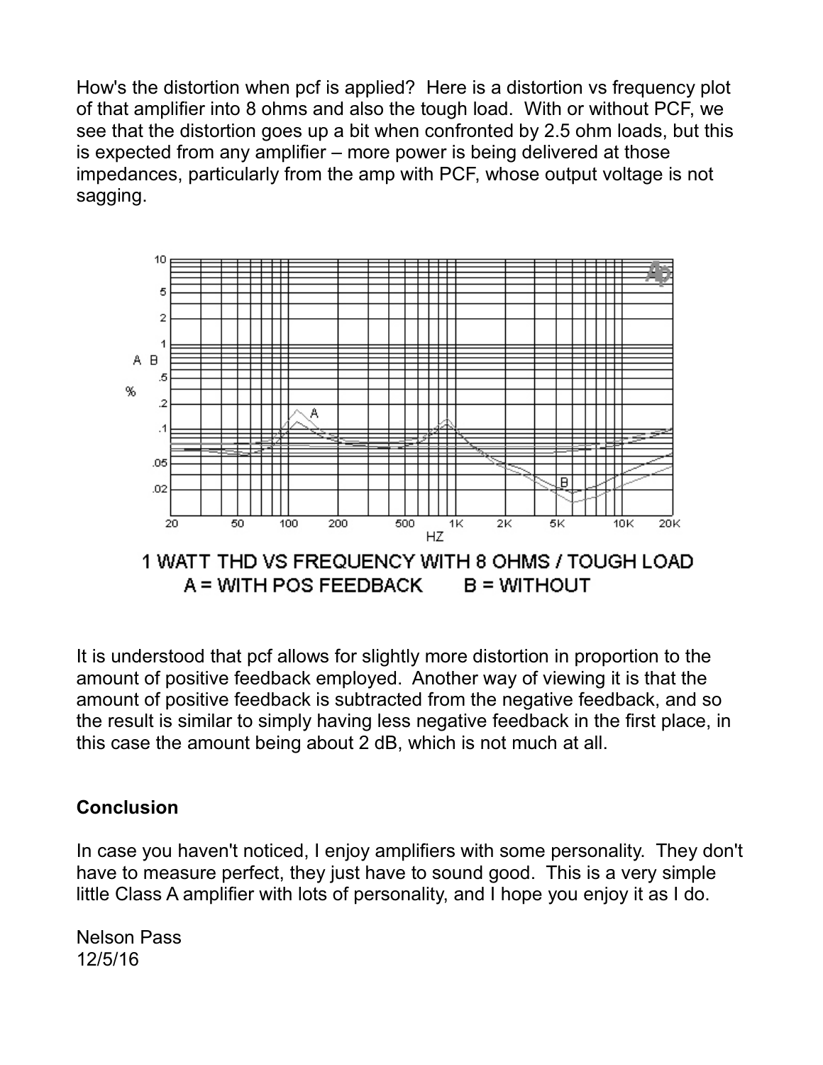How's the distortion when pcf is applied? Here is a distortion vs frequency plot of that amplifier into 8 ohms and also the tough load. With or without PCF, we see that the distortion goes up a bit when confronted by 2.5 ohm loads, but this is expected from any amplifier – more power is being delivered at those impedances, particularly from the amp with PCF, whose output voltage is not sagging.

1 WATT THD VS FREQUENCY WITH 8 OHMS / TOUGH LOAD
A = WITH POS FEEDBACK B = WITHOUT

It is understood that pcf allows for slightly more distortion in proportion to the amount of positive feedback employed. Another way of viewing it is that the amount of positive feedback is subtracted from the negative feedback, and so the result is similar to simply having less negative feedback in the first place, in this case the amount being about 2 dB, which is not much at all.

**Conclusion**

In case you haven't noticed, I enjoy amplifiers with some personality. They don't have to measure perfect, they just have to sound good. This is a very simple little Class A amplifier with lots of personality, and I hope you enjoy it as I do.

Nelson Pass
12/5/16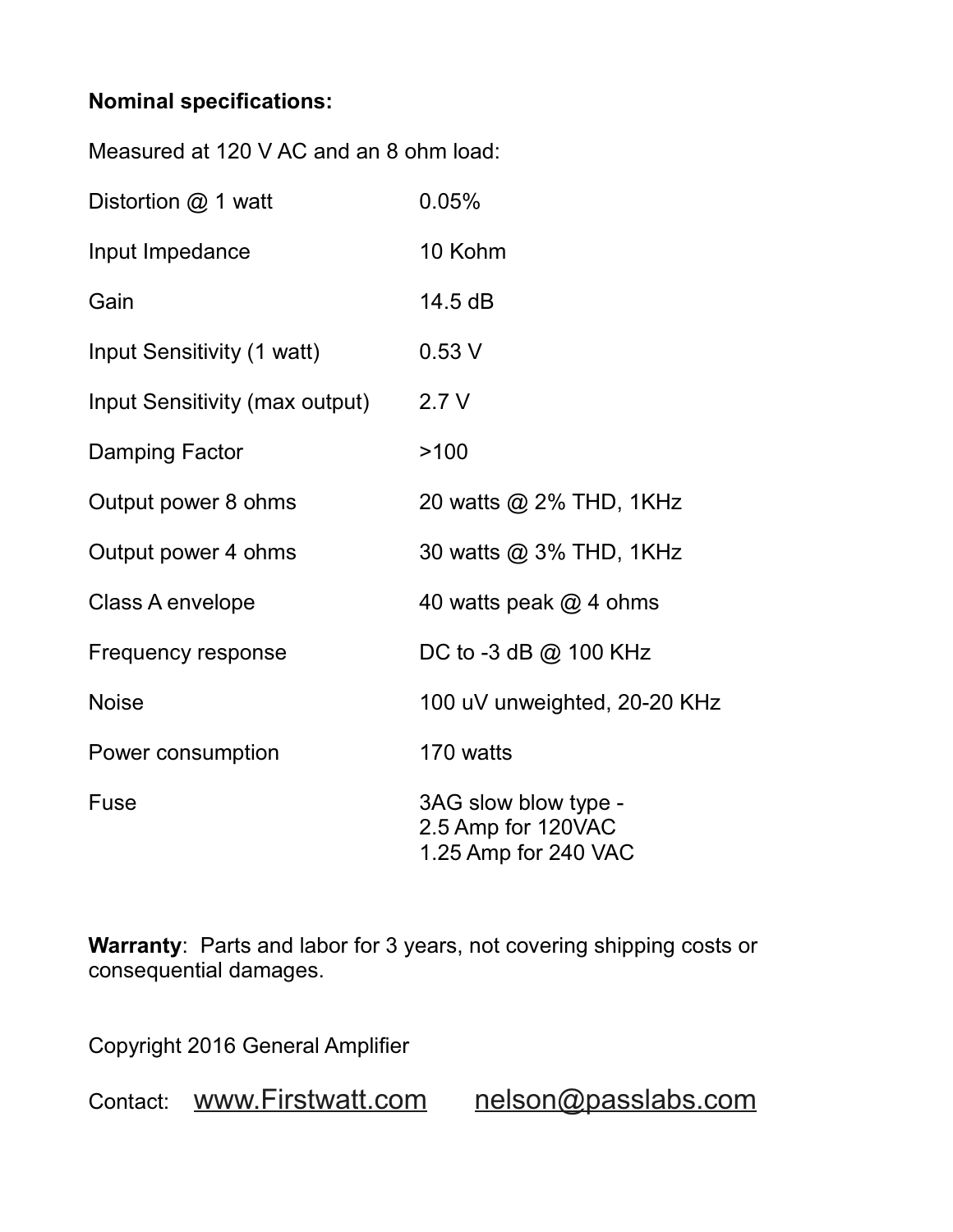**Nominal specifications:**

Measured at 120 V AC and an 8 ohm load:

| | |
|---|---|
| Distortion @ 1 watt | 0.05% |
| Input Impedance | 10 Kohm |
| Gain | 14.5 dB |
| Input Sensitivity (1 watt) | 0.53 V |
| Input Sensitivity (max output) | 2.7 V |
| Damping Factor | >100 |
| Output power 8 ohms | 20 watts @ 2% THD, 1KHz |
| Output power 4 ohms | 30 watts @ 3% THD, 1KHz |
| Class A envelope | 40 watts peak @ 4 ohms |
| Frequency response | DC to -3 dB @ 100 KHz |
| Noise | 100 uV unweighted, 20-20 KHz |
| Power consumption | 170 watts |
| Fuse | 3AG slow blow type - 2.5 Amp for 120VAC 1.25 Amp for 240 VAC |

**Warranty**: Parts and labor for 3 years, not covering shipping costs or consequential damages.

Copyright 2016 General Amplifier

Contact: www.Firstwatt.com nelson@passlabs.com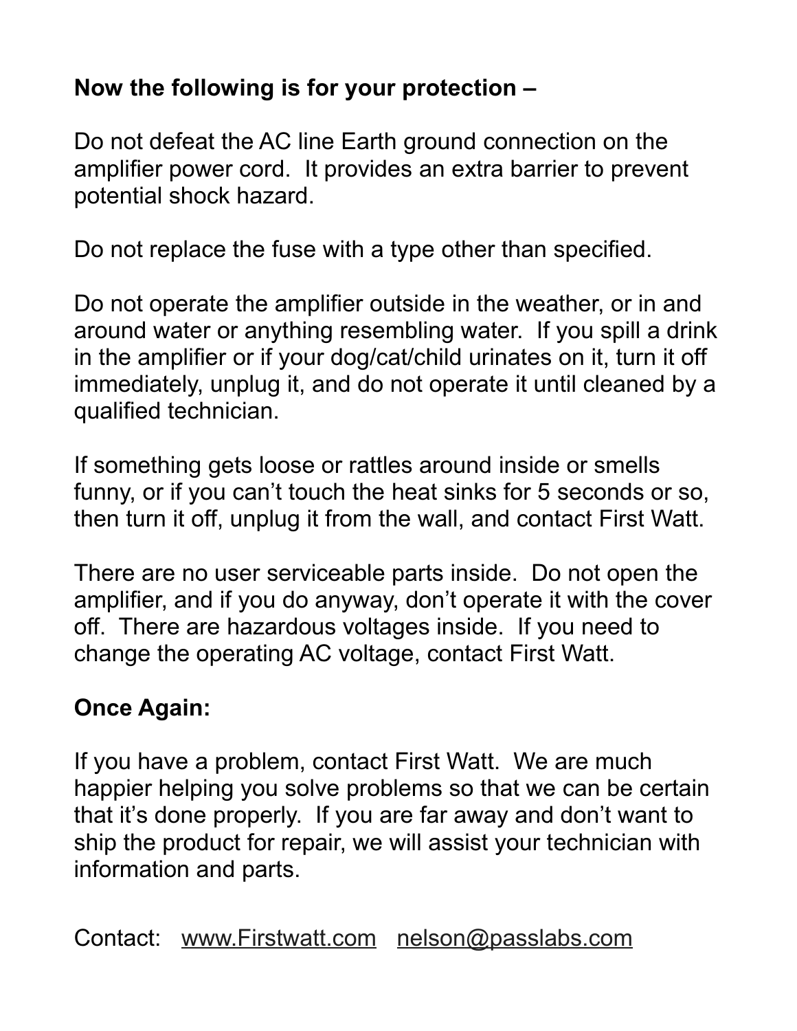**Now the following is for your protection –**

Do not defeat the AC line Earth ground connection on the amplifier power cord. It provides an extra barrier to prevent potential shock hazard.

Do not replace the fuse with a type other than specified.

Do not operate the amplifier outside in the weather, or in and around water or anything resembling water. If you spill a drink in the amplifier or if your dog/cat/child urinates on it, turn it off immediately, unplug it, and do not operate it until cleaned by a qualified technician.

If something gets loose or rattles around inside or smells funny, or if you can't touch the heat sinks for 5 seconds or so, then turn it off, unplug it from the wall, and contact First Watt.

There are no user serviceable parts inside. Do not open the amplifier, and if you do anyway, don't operate it with the cover off. There are hazardous voltages inside. If you need to change the operating AC voltage, contact First Watt.

**Once Again:**

If you have a problem, contact First Watt. We are much happier helping you solve problems so that we can be certain that it's done properly. If you are far away and don't want to ship the product for repair, we will assist your technician with information and parts.

Contact: www.Firstwatt.com nelson@passlabs.com